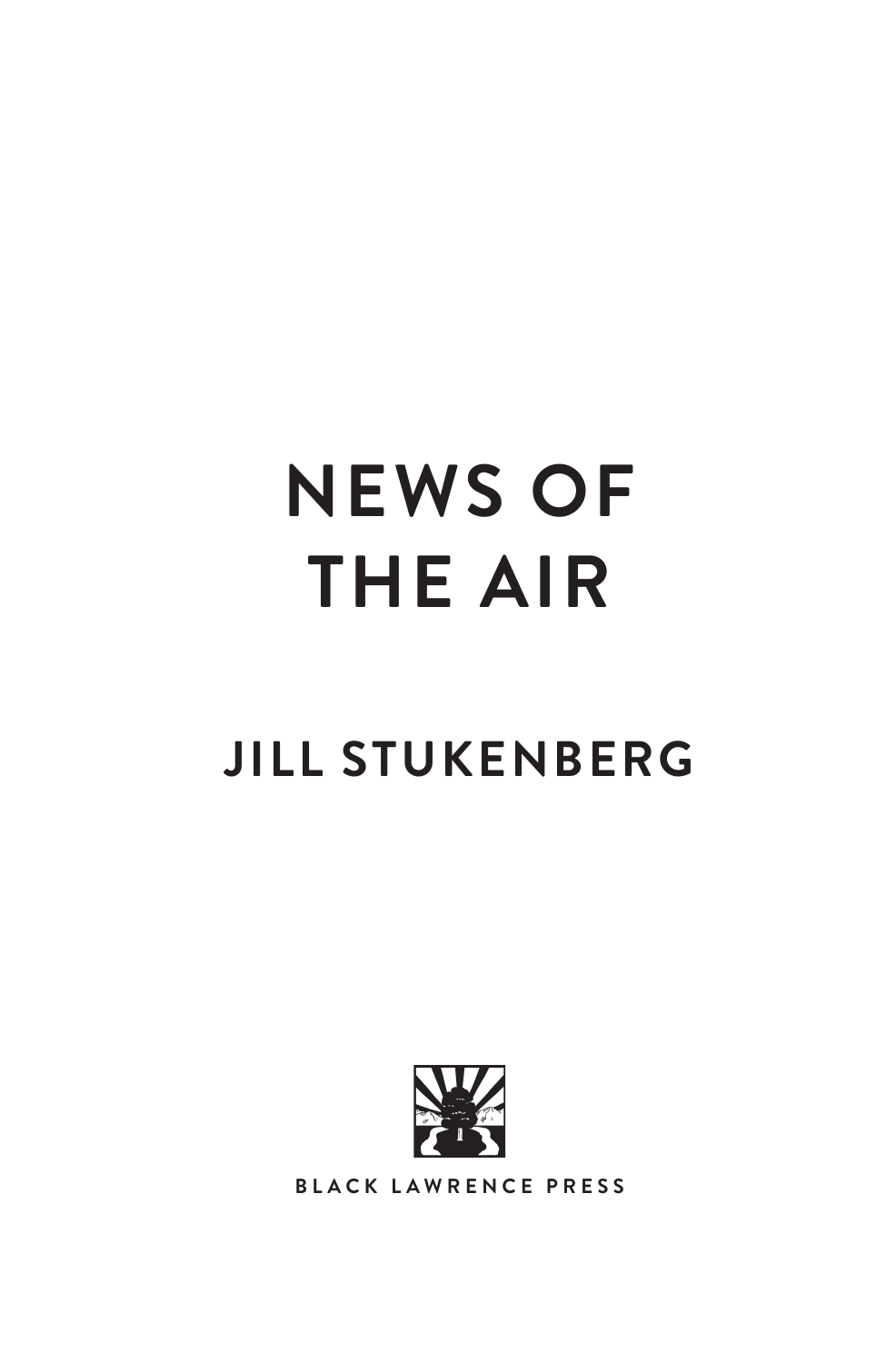# NEWS OF THE AIR

## JILL STUKENBERG

BLACK LAWRENCE PRESS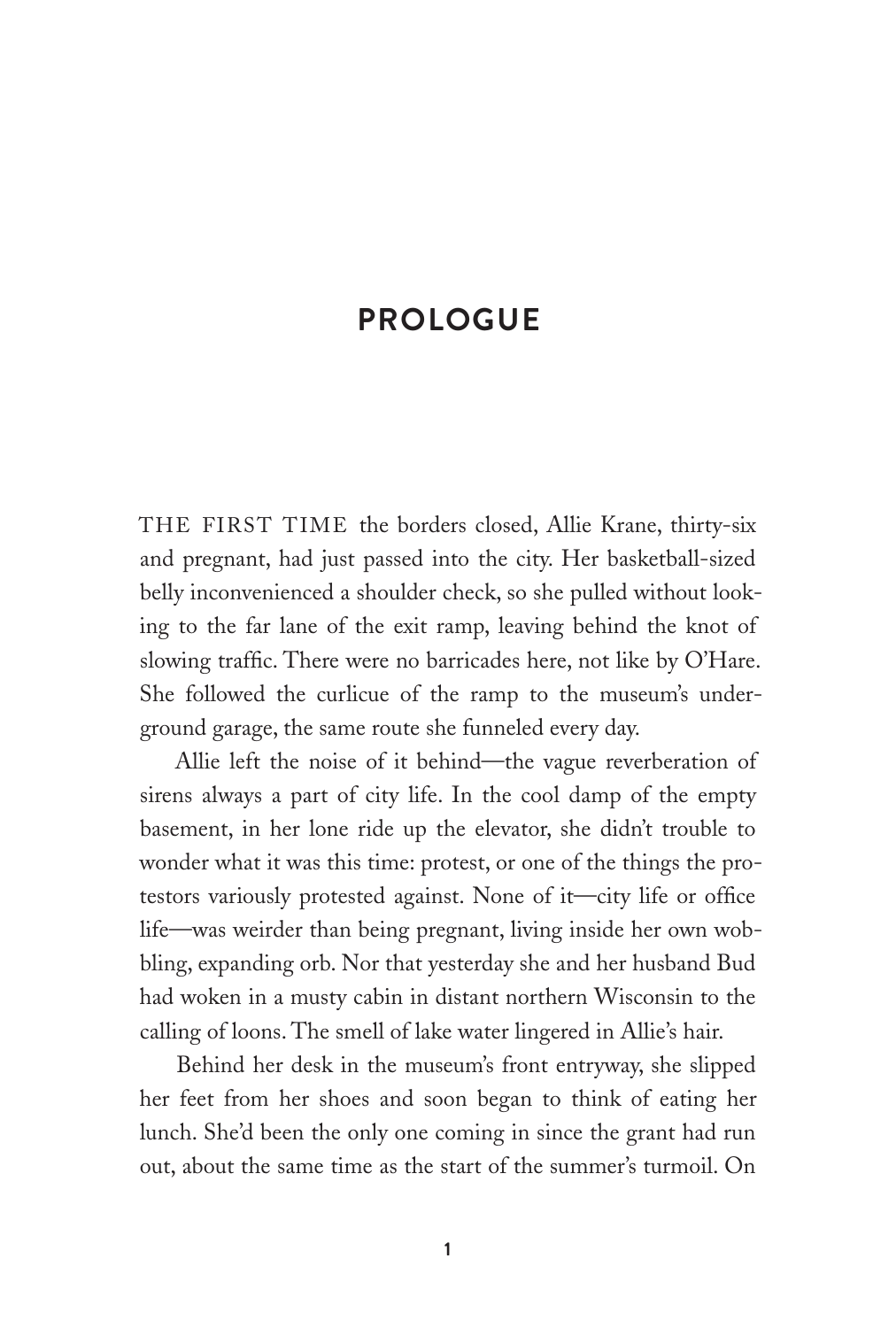# PROLOGUE

THE FIRST TIME the borders closed, Allie Krane, thirty-six and pregnant, had just passed into the city. Her basketball-sized belly inconvenienced a shoulder check, so she pulled without looking to the far lane of the exit ramp, leaving behind the knot of slowing traffic. There were no barricades here, not like by O'Hare. She followed the curlicue of the ramp to the museum's underground garage, the same route she funneled every day.

Allie left the noise of it behind—the vague reverberation of sirens always a part of city life. In the cool damp of the empty basement, in her lone ride up the elevator, she didn't trouble to wonder what it was this time: protest, or one of the things the protestors variously protested against. None of it—city life or office life—was weirder than being pregnant, living inside her own wobbling, expanding orb. Nor that yesterday she and her husband Bud had woken in a musty cabin in distant northern Wisconsin to the calling of loons. The smell of lake water lingered in Allie's hair.

Behind her desk in the museum's front entryway, she slipped her feet from her shoes and soon began to think of eating her lunch. She'd been the only one coming in since the grant had run out, about the same time as the start of the summer's turmoil. On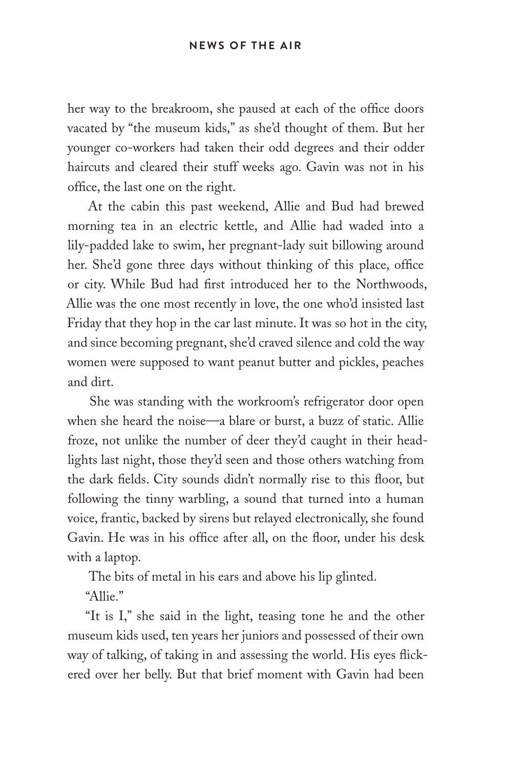her way to the breakroom, she paused at each of the office doors vacated by "the museum kids," as she'd thought of them. But her younger co-workers had taken their odd degrees and their odder haircuts and cleared their stuff weeks ago. Gavin was not in his office, the last one on the right.

At the cabin this past weekend, Allie and Bud had brewed morning tea in an electric kettle, and Allie had waded into a lily-padded lake to swim, her pregnant-lady suit billowing around her. She'd gone three days without thinking of this place, office or city. While Bud had first introduced her to the Northwoods, Allie was the one most recently in love, the one who'd insisted last Friday that they hop in the car last minute. It was so hot in the city, and since becoming pregnant, she'd craved silence and cold the way women were supposed to want peanut butter and pickles, peaches and dirt.

She was standing with the workroom's refrigerator door open when she heard the noise—a blare or burst, a buzz of static. Allie froze, not unlike the number of deer they'd caught in their headlights last night, those they'd seen and those others watching from the dark fields. City sounds didn't normally rise to this floor, but following the tinny warbling, a sound that turned into a human voice, frantic, backed by sirens but relayed electronically, she found Gavin. He was in his office after all, on the floor, under his desk with a laptop.

The bits of metal in his ears and above his lip glinted.

"Allie."

"It is I," she said in the light, teasing tone he and the other museum kids used, ten years her juniors and possessed of their own way of talking, of taking in and assessing the world. His eyes flickered over her belly. But that brief moment with Gavin had been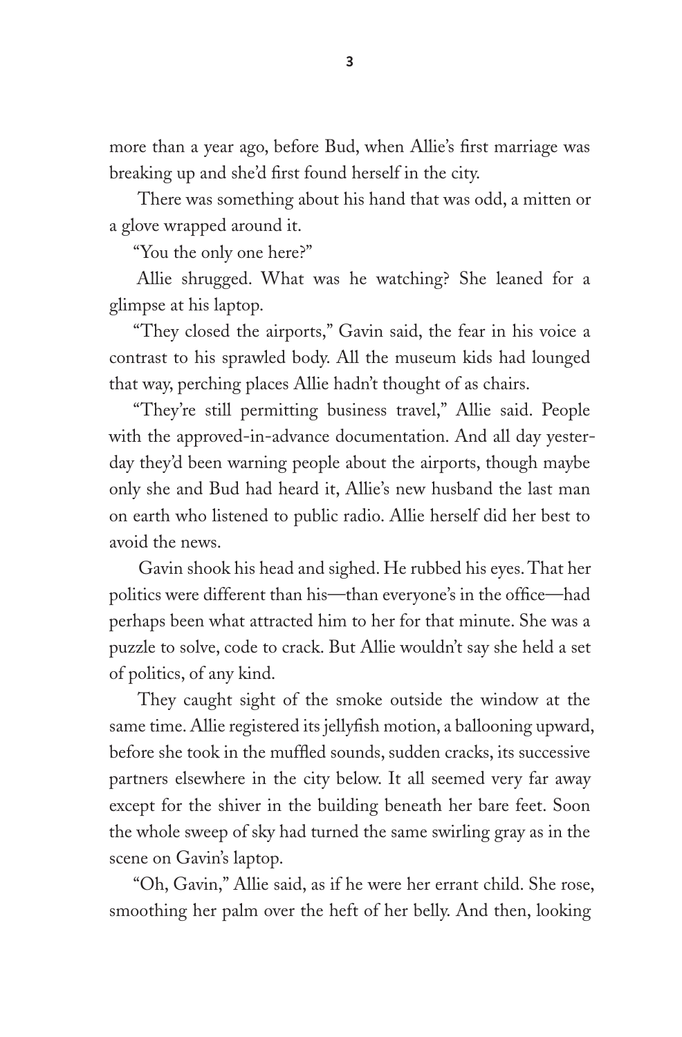more than a year ago, before Bud, when Allie's first marriage was breaking up and she'd first found herself in the city.

There was something about his hand that was odd, a mitten or a glove wrapped around it.

"You the only one here?"

Allie shrugged. What was he watching? She leaned for a glimpse at his laptop.

"They closed the airports," Gavin said, the fear in his voice a contrast to his sprawled body. All the museum kids had lounged that way, perching places Allie hadn't thought of as chairs.

"They're still permitting business travel," Allie said. People with the approved-in-advance documentation. And all day yesterday they'd been warning people about the airports, though maybe only she and Bud had heard it, Allie's new husband the last man on earth who listened to public radio. Allie herself did her best to avoid the news.

Gavin shook his head and sighed. He rubbed his eyes. That her politics were different than his—than everyone's in the office—had perhaps been what attracted him to her for that minute. She was a puzzle to solve, code to crack. But Allie wouldn't say she held a set of politics, of any kind.

They caught sight of the smoke outside the window at the same time. Allie registered its jellyfish motion, a ballooning upward, before she took in the muffled sounds, sudden cracks, its successive partners elsewhere in the city below. It all seemed very far away except for the shiver in the building beneath her bare feet. Soon the whole sweep of sky had turned the same swirling gray as in the scene on Gavin's laptop.

"Oh, Gavin," Allie said, as if he were her errant child. She rose, smoothing her palm over the heft of her belly. And then, looking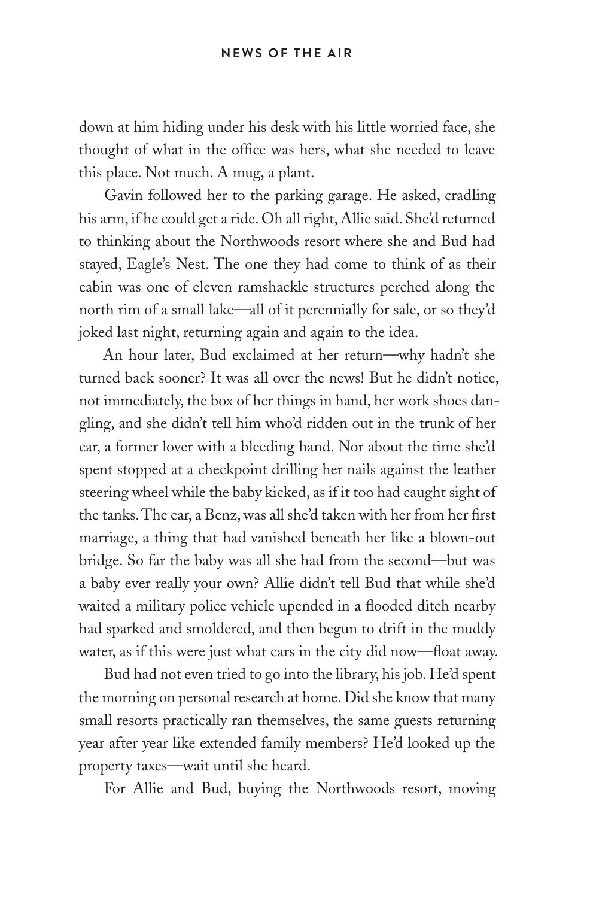down at him hiding under his desk with his little worried face, she thought of what in the office was hers, what she needed to leave this place. Not much. A mug, a plant.

Gavin followed her to the parking garage. He asked, cradling his arm, if he could get a ride. Oh all right, Allie said. She'd returned to thinking about the Northwoods resort where she and Bud had stayed, Eagle's Nest. The one they had come to think of as their cabin was one of eleven ramshackle structures perched along the north rim of a small lake—all of it perennially for sale, or so they'd joked last night, returning again and again to the idea.

An hour later, Bud exclaimed at her return—why hadn't she turned back sooner? It was all over the news! But he didn't notice, not immediately, the box of her things in hand, her work shoes dangling, and she didn't tell him who'd ridden out in the trunk of her car, a former lover with a bleeding hand. Nor about the time she'd spent stopped at a checkpoint drilling her nails against the leather steering wheel while the baby kicked, as if it too had caught sight of the tanks. The car, a Benz, was all she'd taken with her from her first marriage, a thing that had vanished beneath her like a blown-out bridge. So far the baby was all she had from the second—but was a baby ever really your own? Allie didn't tell Bud that while she'd waited a military police vehicle upended in a flooded ditch nearby had sparked and smoldered, and then begun to drift in the muddy water, as if this were just what cars in the city did now—float away.

Bud had not even tried to go into the library, his job. He'd spent the morning on personal research at home. Did she know that many small resorts practically ran themselves, the same guests returning year after year like extended family members? He'd looked up the property taxes—wait until she heard.

For Allie and Bud, buying the Northwoods resort, moving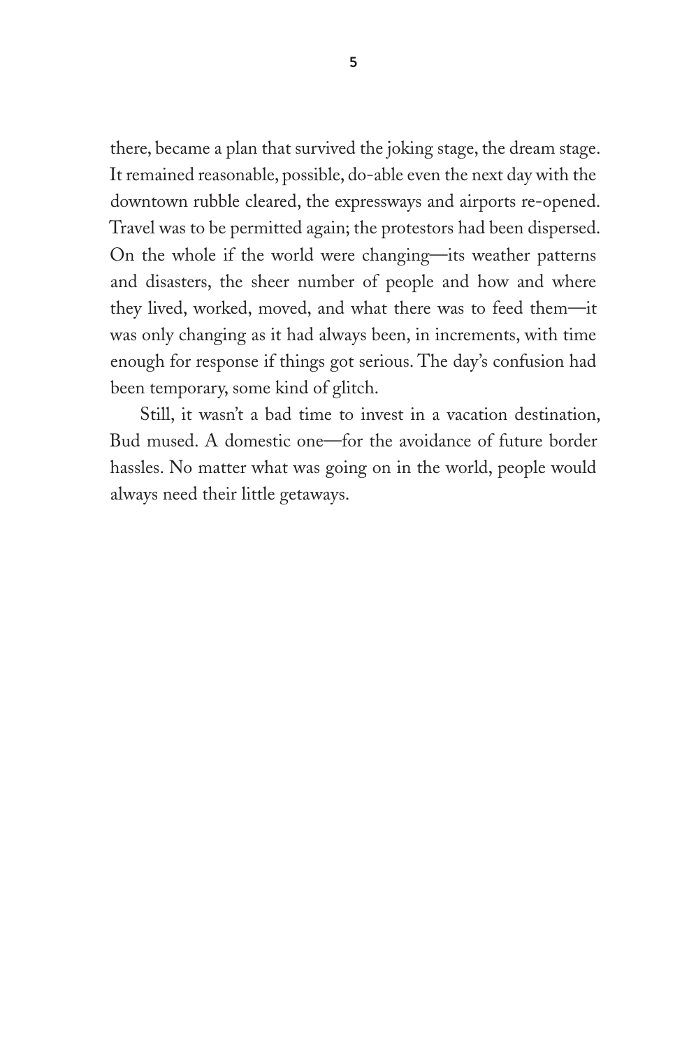there, became a plan that survived the joking stage, the dream stage. It remained reasonable, possible, do-able even the next day with the downtown rubble cleared, the expressways and airports re-opened. Travel was to be permitted again; the protestors had been dispersed. On the whole if the world were changing—its weather patterns and disasters, the sheer number of people and how and where they lived, worked, moved, and what there was to feed them—it was only changing as it had always been, in increments, with time enough for response if things got serious. The day's confusion had been temporary, some kind of glitch.

Still, it wasn't a bad time to invest in a vacation destination, Bud mused. A domestic one—for the avoidance of future border hassles. No matter what was going on in the world, people would always need their little getaways.